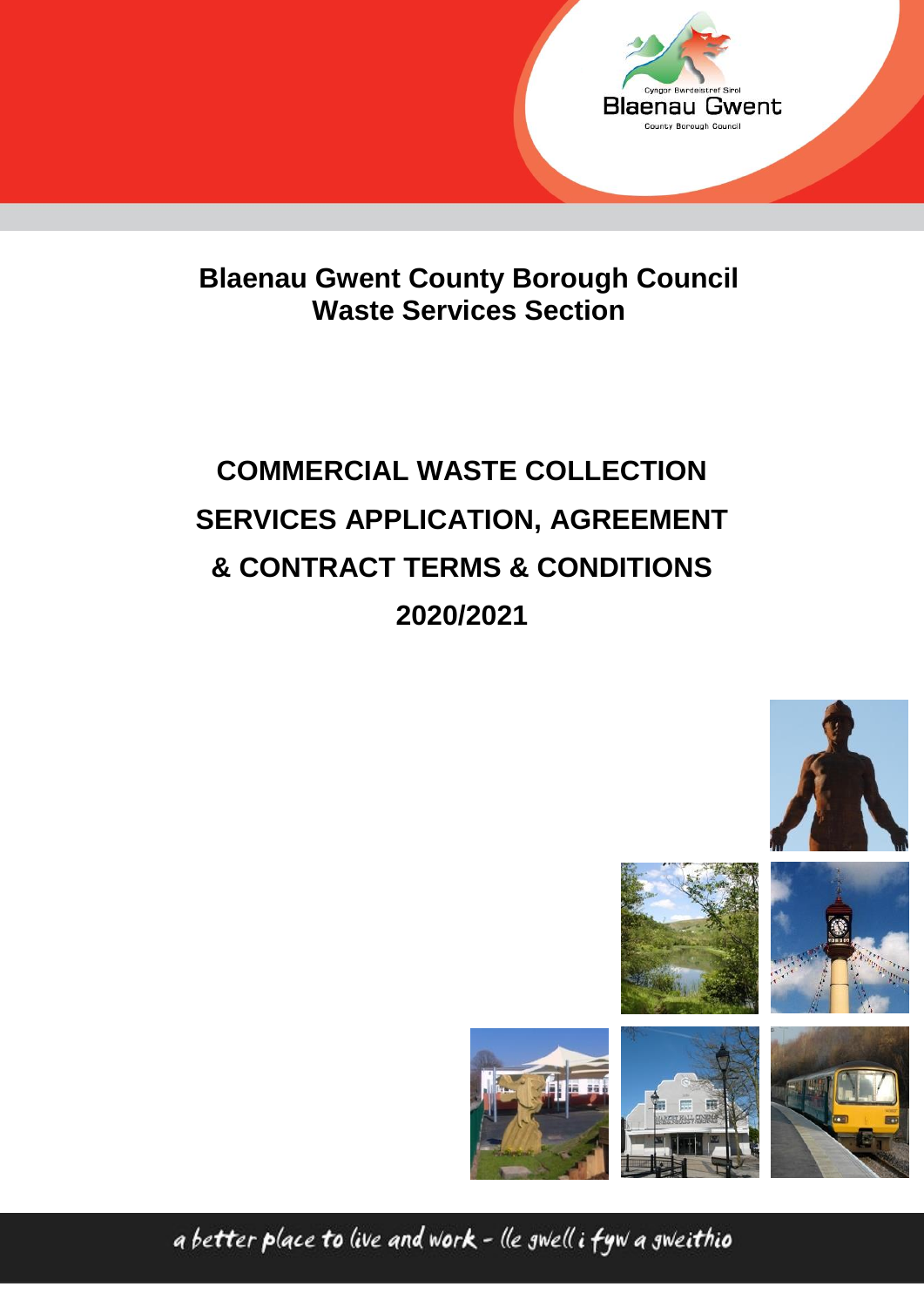Cyngor Bwrdeistref Sirol

Blaenau Gwent

County Borough Council

# Blaenau Gwent County Borough Council
# Waste Services Section

# COMMERCIAL WASTE COLLECTION SERVICES APPLICATION, AGREEMENT & CONTRACT TERMS & CONDITIONS 2020/2021

a better place to live and work - lle gwell i fyw a gweithio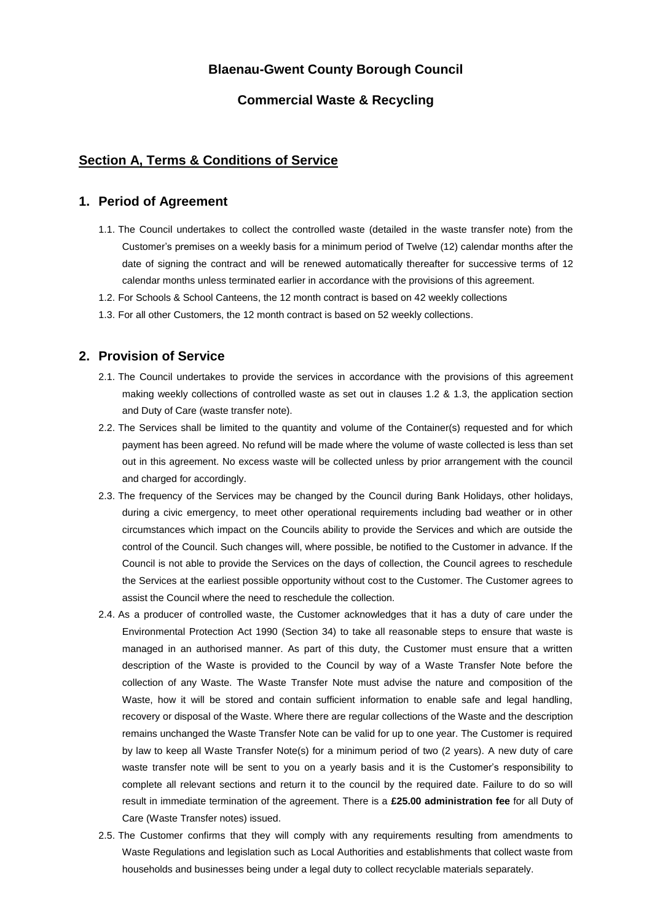**Blaenau-Gwent County Borough Council**

**Commercial Waste & Recycling**

## Section A, Terms & Conditions of Service

## 1. Period of Agreement

1.1. The Council undertakes to collect the controlled waste (detailed in the waste transfer note) from the Customer's premises on a weekly basis for a minimum period of Twelve (12) calendar months after the date of signing the contract and will be renewed automatically thereafter for successive terms of 12 calendar months unless terminated earlier in accordance with the provisions of this agreement.

1.2. For Schools & School Canteens, the 12 month contract is based on 42 weekly collections

1.3. For all other Customers, the 12 month contract is based on 52 weekly collections.

## 2. Provision of Service

2.1. The Council undertakes to provide the services in accordance with the provisions of this agreement making weekly collections of controlled waste as set out in clauses 1.2 & 1.3, the application section and Duty of Care (waste transfer note).

2.2. The Services shall be limited to the quantity and volume of the Container(s) requested and for which payment has been agreed. No refund will be made where the volume of waste collected is less than set out in this agreement. No excess waste will be collected unless by prior arrangement with the council and charged for accordingly.

2.3. The frequency of the Services may be changed by the Council during Bank Holidays, other holidays, during a civic emergency, to meet other operational requirements including bad weather or in other circumstances which impact on the Councils ability to provide the Services and which are outside the control of the Council. Such changes will, where possible, be notified to the Customer in advance. If the Council is not able to provide the Services on the days of collection, the Council agrees to reschedule the Services at the earliest possible opportunity without cost to the Customer. The Customer agrees to assist the Council where the need to reschedule the collection.

2.4. As a producer of controlled waste, the Customer acknowledges that it has a duty of care under the Environmental Protection Act 1990 (Section 34) to take all reasonable steps to ensure that waste is managed in an authorised manner. As part of this duty, the Customer must ensure that a written description of the Waste is provided to the Council by way of a Waste Transfer Note before the collection of any Waste. The Waste Transfer Note must advise the nature and composition of the Waste, how it will be stored and contain sufficient information to enable safe and legal handling, recovery or disposal of the Waste. Where there are regular collections of the Waste and the description remains unchanged the Waste Transfer Note can be valid for up to one year. The Customer is required by law to keep all Waste Transfer Note(s) for a minimum period of two (2 years). A new duty of care waste transfer note will be sent to you on a yearly basis and it is the Customer's responsibility to complete all relevant sections and return it to the council by the required date. Failure to do so will result in immediate termination of the agreement. There is a **£25.00 administration fee** for all Duty of Care (Waste Transfer notes) issued.

2.5. The Customer confirms that they will comply with any requirements resulting from amendments to Waste Regulations and legislation such as Local Authorities and establishments that collect waste from households and businesses being under a legal duty to collect recyclable materials separately.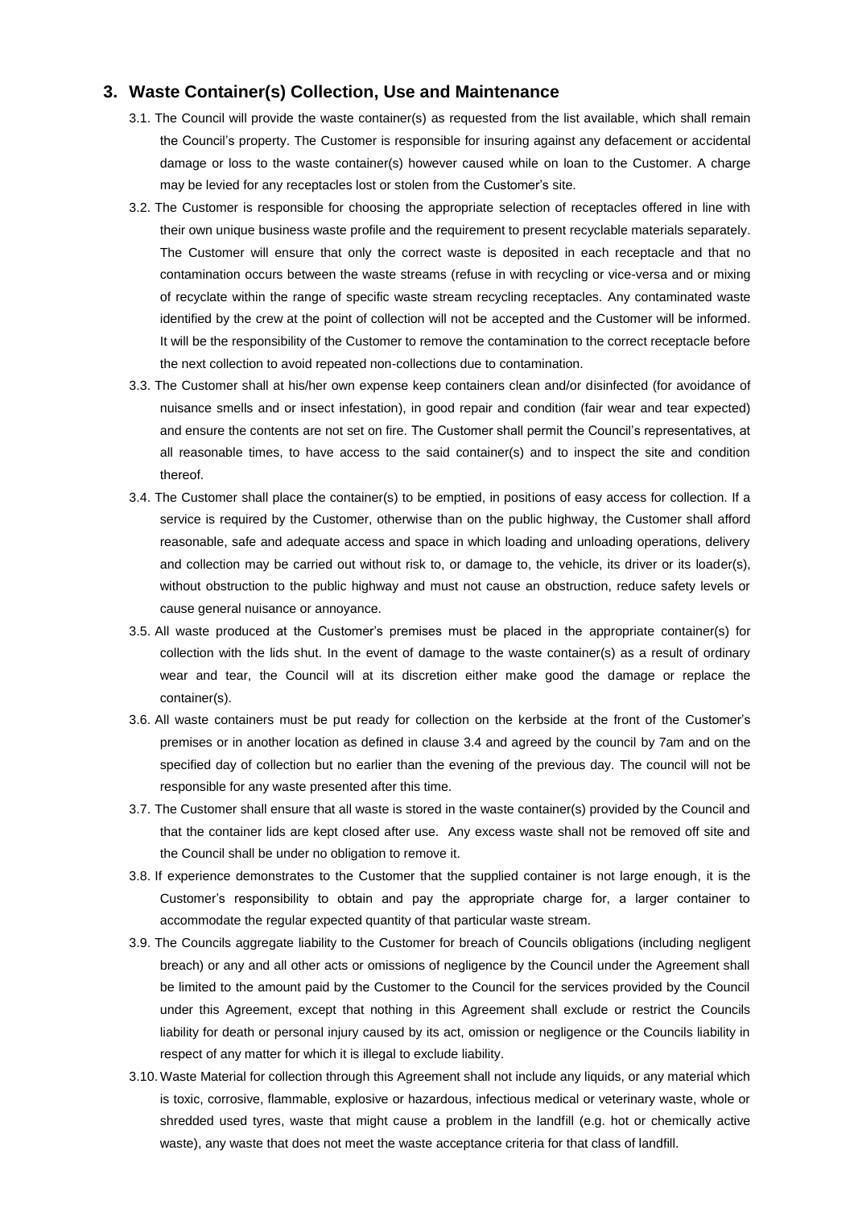## 3. Waste Container(s) Collection, Use and Maintenance

3.1. The Council will provide the waste container(s) as requested from the list available, which shall remain the Council's property. The Customer is responsible for insuring against any defacement or accidental damage or loss to the waste container(s) however caused while on loan to the Customer. A charge may be levied for any receptacles lost or stolen from the Customer's site.

3.2. The Customer is responsible for choosing the appropriate selection of receptacles offered in line with their own unique business waste profile and the requirement to present recyclable materials separately. The Customer will ensure that only the correct waste is deposited in each receptacle and that no contamination occurs between the waste streams (refuse in with recycling or vice-versa and or mixing of recyclate within the range of specific waste stream recycling receptacles. Any contaminated waste identified by the crew at the point of collection will not be accepted and the Customer will be informed. It will be the responsibility of the Customer to remove the contamination to the correct receptacle before the next collection to avoid repeated non-collections due to contamination.

3.3. The Customer shall at his/her own expense keep containers clean and/or disinfected (for avoidance of nuisance smells and or insect infestation), in good repair and condition (fair wear and tear expected) and ensure the contents are not set on fire. The Customer shall permit the Council's representatives, at all reasonable times, to have access to the said container(s) and to inspect the site and condition thereof.

3.4. The Customer shall place the container(s) to be emptied, in positions of easy access for collection. If a service is required by the Customer, otherwise than on the public highway, the Customer shall afford reasonable, safe and adequate access and space in which loading and unloading operations, delivery and collection may be carried out without risk to, or damage to, the vehicle, its driver or its loader(s), without obstruction to the public highway and must not cause an obstruction, reduce safety levels or cause general nuisance or annoyance.

3.5. All waste produced at the Customer's premises must be placed in the appropriate container(s) for collection with the lids shut. In the event of damage to the waste container(s) as a result of ordinary wear and tear, the Council will at its discretion either make good the damage or replace the container(s).

3.6. All waste containers must be put ready for collection on the kerbside at the front of the Customer's premises or in another location as defined in clause 3.4 and agreed by the council by 7am and on the specified day of collection but no earlier than the evening of the previous day. The council will not be responsible for any waste presented after this time.

3.7. The Customer shall ensure that all waste is stored in the waste container(s) provided by the Council and that the container lids are kept closed after use. Any excess waste shall not be removed off site and the Council shall be under no obligation to remove it.

3.8. If experience demonstrates to the Customer that the supplied container is not large enough, it is the Customer's responsibility to obtain and pay the appropriate charge for, a larger container to accommodate the regular expected quantity of that particular waste stream.

3.9. The Councils aggregate liability to the Customer for breach of Councils obligations (including negligent breach) or any and all other acts or omissions of negligence by the Council under the Agreement shall be limited to the amount paid by the Customer to the Council for the services provided by the Council under this Agreement, except that nothing in this Agreement shall exclude or restrict the Councils liability for death or personal injury caused by its act, omission or negligence or the Councils liability in respect of any matter for which it is illegal to exclude liability.

3.10. Waste Material for collection through this Agreement shall not include any liquids, or any material which is toxic, corrosive, flammable, explosive or hazardous, infectious medical or veterinary waste, whole or shredded used tyres, waste that might cause a problem in the landfill (e.g. hot or chemically active waste), any waste that does not meet the waste acceptance criteria for that class of landfill.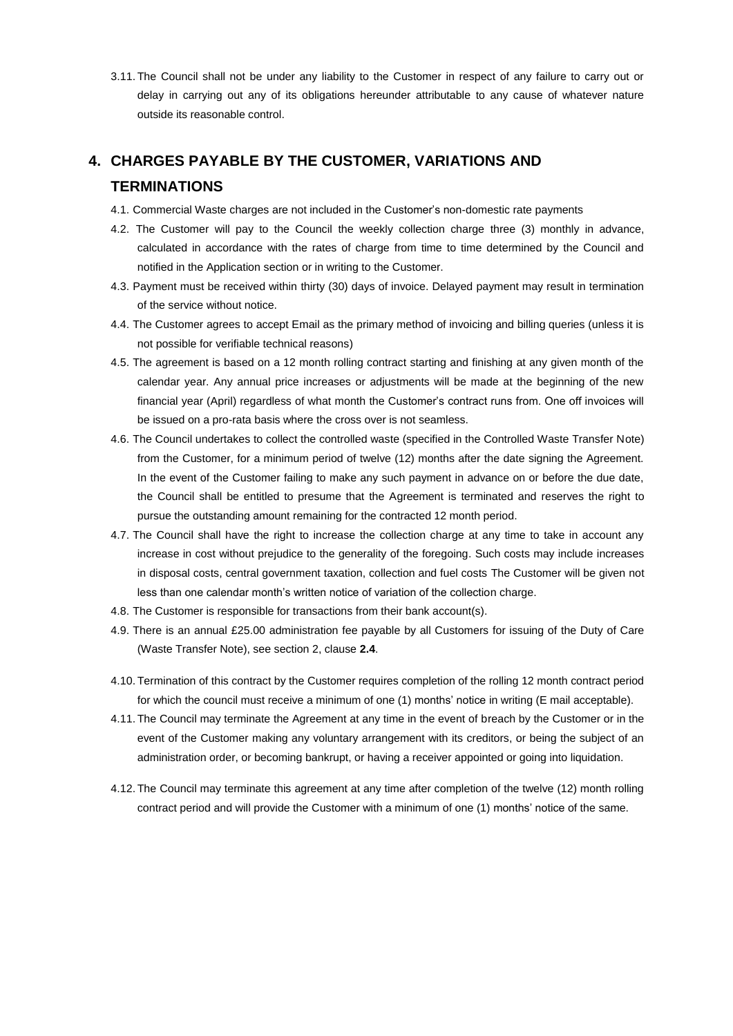3.11. The Council shall not be under any liability to the Customer in respect of any failure to carry out or delay in carrying out any of its obligations hereunder attributable to any cause of whatever nature outside its reasonable control.

## 4. CHARGES PAYABLE BY THE CUSTOMER, VARIATIONS AND TERMINATIONS

4.1. Commercial Waste charges are not included in the Customer's non-domestic rate payments

4.2. The Customer will pay to the Council the weekly collection charge three (3) monthly in advance, calculated in accordance with the rates of charge from time to time determined by the Council and notified in the Application section or in writing to the Customer.

4.3. Payment must be received within thirty (30) days of invoice. Delayed payment may result in termination of the service without notice.

4.4. The Customer agrees to accept Email as the primary method of invoicing and billing queries (unless it is not possible for verifiable technical reasons)

4.5. The agreement is based on a 12 month rolling contract starting and finishing at any given month of the calendar year. Any annual price increases or adjustments will be made at the beginning of the new financial year (April) regardless of what month the Customer's contract runs from. One off invoices will be issued on a pro-rata basis where the cross over is not seamless.

4.6. The Council undertakes to collect the controlled waste (specified in the Controlled Waste Transfer Note) from the Customer, for a minimum period of twelve (12) months after the date signing the Agreement. In the event of the Customer failing to make any such payment in advance on or before the due date, the Council shall be entitled to presume that the Agreement is terminated and reserves the right to pursue the outstanding amount remaining for the contracted 12 month period.

4.7. The Council shall have the right to increase the collection charge at any time to take in account any increase in cost without prejudice to the generality of the foregoing. Such costs may include increases in disposal costs, central government taxation, collection and fuel costs The Customer will be given not less than one calendar month's written notice of variation of the collection charge.

4.8. The Customer is responsible for transactions from their bank account(s).

4.9. There is an annual £25.00 administration fee payable by all Customers for issuing of the Duty of Care (Waste Transfer Note), see section 2, clause **2.4**.

4.10. Termination of this contract by the Customer requires completion of the rolling 12 month contract period for which the council must receive a minimum of one (1) months' notice in writing (E mail acceptable).

4.11. The Council may terminate the Agreement at any time in the event of breach by the Customer or in the event of the Customer making any voluntary arrangement with its creditors, or being the subject of an administration order, or becoming bankrupt, or having a receiver appointed or going into liquidation.

4.12. The Council may terminate this agreement at any time after completion of the twelve (12) month rolling contract period and will provide the Customer with a minimum of one (1) months' notice of the same.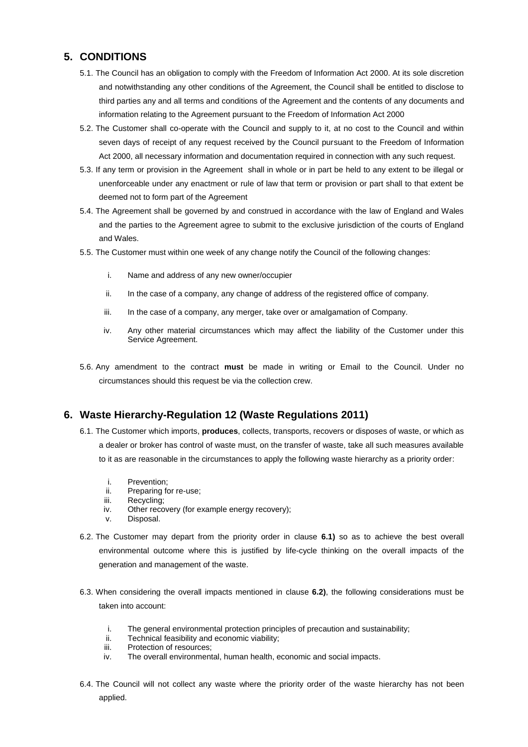## 5. CONDITIONS

5.1. The Council has an obligation to comply with the Freedom of Information Act 2000. At its sole discretion and notwithstanding any other conditions of the Agreement, the Council shall be entitled to disclose to third parties any and all terms and conditions of the Agreement and the contents of any documents and information relating to the Agreement pursuant to the Freedom of Information Act 2000

5.2. The Customer shall co-operate with the Council and supply to it, at no cost to the Council and within seven days of receipt of any request received by the Council pursuant to the Freedom of Information Act 2000, all necessary information and documentation required in connection with any such request.

5.3. If any term or provision in the Agreement shall in whole or in part be held to any extent to be illegal or unenforceable under any enactment or rule of law that term or provision or part shall to that extent be deemed not to form part of the Agreement

5.4. The Agreement shall be governed by and construed in accordance with the law of England and Wales and the parties to the Agreement agree to submit to the exclusive jurisdiction of the courts of England and Wales.

5.5. The Customer must within one week of any change notify the Council of the following changes:

i. Name and address of any new owner/occupier

ii. In the case of a company, any change of address of the registered office of company.

iii. In the case of a company, any merger, take over or amalgamation of Company.

iv. Any other material circumstances which may affect the liability of the Customer under this Service Agreement.

5.6. Any amendment to the contract **must** be made in writing or Email to the Council. Under no circumstances should this request be via the collection crew.

## 6. Waste Hierarchy-Regulation 12 (Waste Regulations 2011)

6.1. The Customer which imports, **produces**, collects, transports, recovers or disposes of waste, or which as a dealer or broker has control of waste must, on the transfer of waste, take all such measures available to it as are reasonable in the circumstances to apply the following waste hierarchy as a priority order:

i. Prevention;
ii. Preparing for re-use;
iii. Recycling;
iv. Other recovery (for example energy recovery);
v. Disposal.

6.2. The Customer may depart from the priority order in clause **6.1)** so as to achieve the best overall environmental outcome where this is justified by life-cycle thinking on the overall impacts of the generation and management of the waste.

6.3. When considering the overall impacts mentioned in clause **6.2)**, the following considerations must be taken into account:

i. The general environmental protection principles of precaution and sustainability;
ii. Technical feasibility and economic viability;
iii. Protection of resources;
iv. The overall environmental, human health, economic and social impacts.

6.4. The Council will not collect any waste where the priority order of the waste hierarchy has not been applied.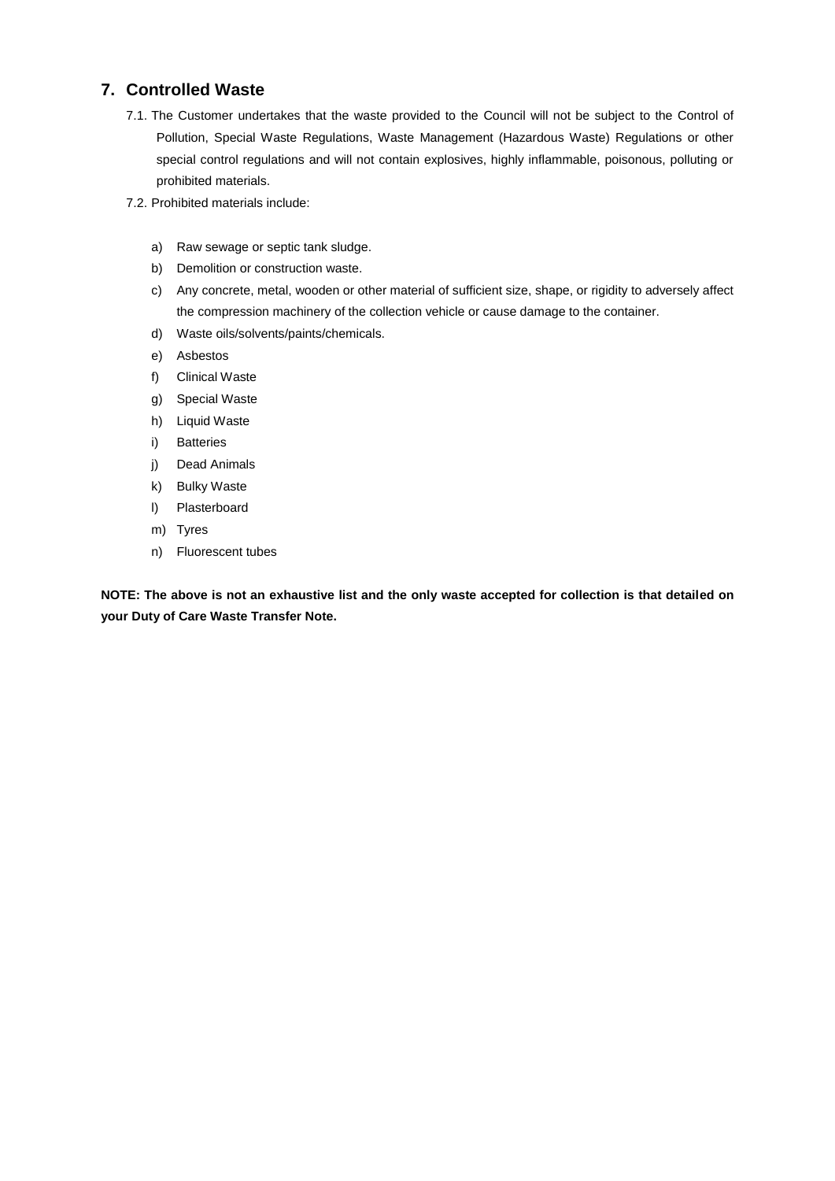## 7. Controlled Waste

7.1. The Customer undertakes that the waste provided to the Council will not be subject to the Control of Pollution, Special Waste Regulations, Waste Management (Hazardous Waste) Regulations or other special control regulations and will not contain explosives, highly inflammable, poisonous, polluting or prohibited materials.

7.2. Prohibited materials include:

a) Raw sewage or septic tank sludge.
b) Demolition or construction waste.
c) Any concrete, metal, wooden or other material of sufficient size, shape, or rigidity to adversely affect the compression machinery of the collection vehicle or cause damage to the container.
d) Waste oils/solvents/paints/chemicals.
e) Asbestos
f) Clinical Waste
g) Special Waste
h) Liquid Waste
i) Batteries
j) Dead Animals
k) Bulky Waste
l) Plasterboard
m) Tyres
n) Fluorescent tubes

**NOTE: The above is not an exhaustive list and the only waste accepted for collection is that detailed on your Duty of Care Waste Transfer Note.**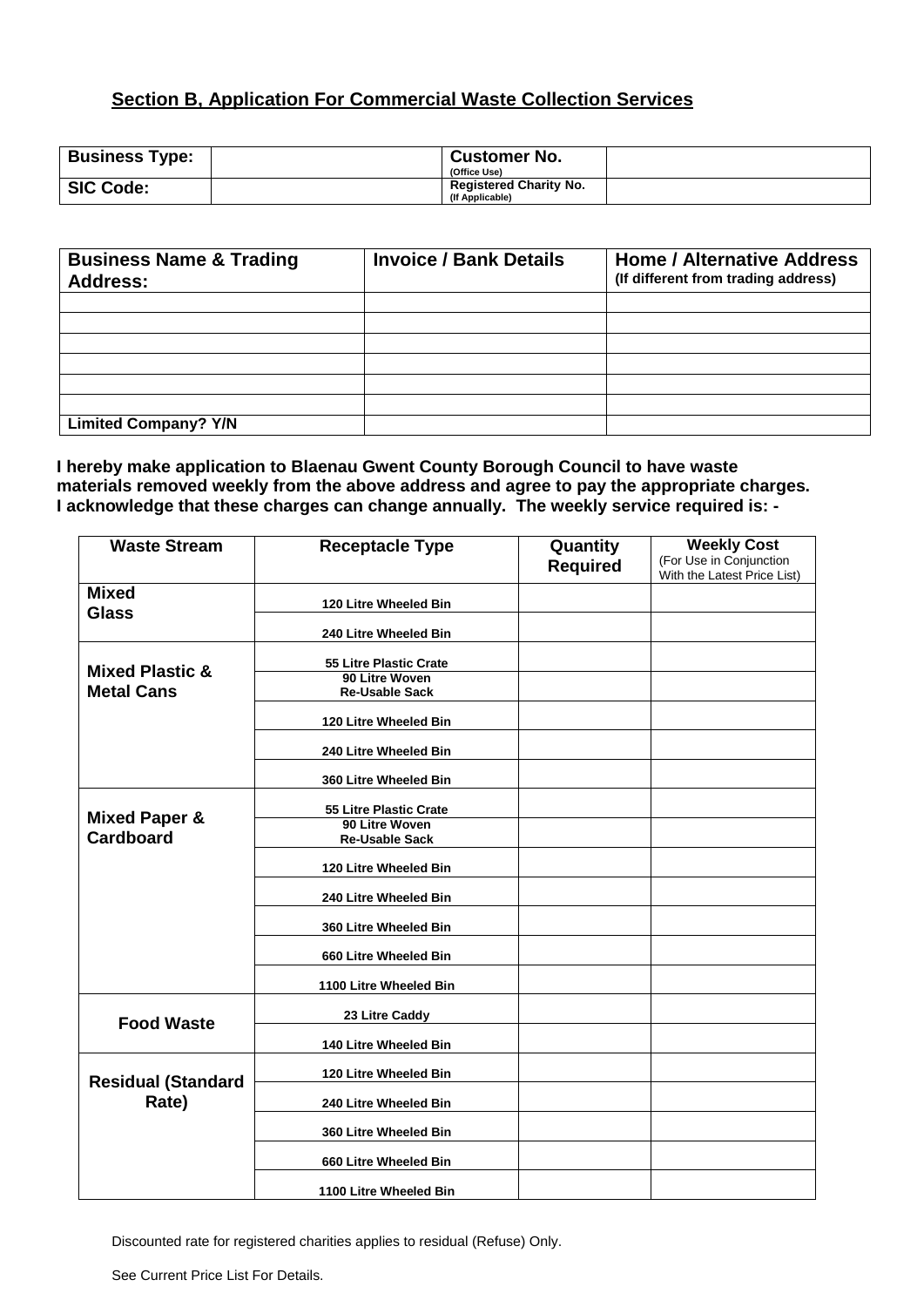## Section B, Application For Commercial Waste Collection Services

| **Business Type:** | | **Customer No.** (Office Use) | |
|---|---|---|---|
| **SIC Code:** | | **Registered Charity No.** (If Applicable) | |

| **Business Name & Trading Address:** | **Invoice / Bank Details** | **Home / Alternative Address** (If different from trading address) |
|---|---|---|
| | | |
| | | |
| | | |
| | | |
| | | |
| | | |
| **Limited Company? Y/N** | | |

**I hereby make application to Blaenau Gwent County Borough Council to have waste materials removed weekly from the above address and agree to pay the appropriate charges. I acknowledge that these charges can change annually. The weekly service required is: -**

| Waste Stream | Receptacle Type | Quantity Required | Weekly Cost (For Use in Conjunction With the Latest Price List) |
|---|---|---|---|
| **Mixed Glass** | 120 Litre Wheeled Bin | | |
| | 240 Litre Wheeled Bin | | |
| **Mixed Plastic & Metal Cans** | 55 Litre Plastic Crate | | |
| | 90 Litre Woven Re-Usable Sack | | |
| | 120 Litre Wheeled Bin | | |
| | 240 Litre Wheeled Bin | | |
| | 360 Litre Wheeled Bin | | |
| **Mixed Paper & Cardboard** | 55 Litre Plastic Crate | | |
| | 90 Litre Woven Re-Usable Sack | | |
| | 120 Litre Wheeled Bin | | |
| | 240 Litre Wheeled Bin | | |
| | 360 Litre Wheeled Bin | | |
| | 660 Litre Wheeled Bin | | |
| | 1100 Litre Wheeled Bin | | |
| **Food Waste** | 23 Litre Caddy | | |
| | 140 Litre Wheeled Bin | | |
| **Residual (Standard Rate)** | 120 Litre Wheeled Bin | | |
| | 240 Litre Wheeled Bin | | |
| | 360 Litre Wheeled Bin | | |
| | 660 Litre Wheeled Bin | | |
| | 1100 Litre Wheeled Bin | | |

Discounted rate for registered charities applies to residual (Refuse) Only.

See Current Price List For Details.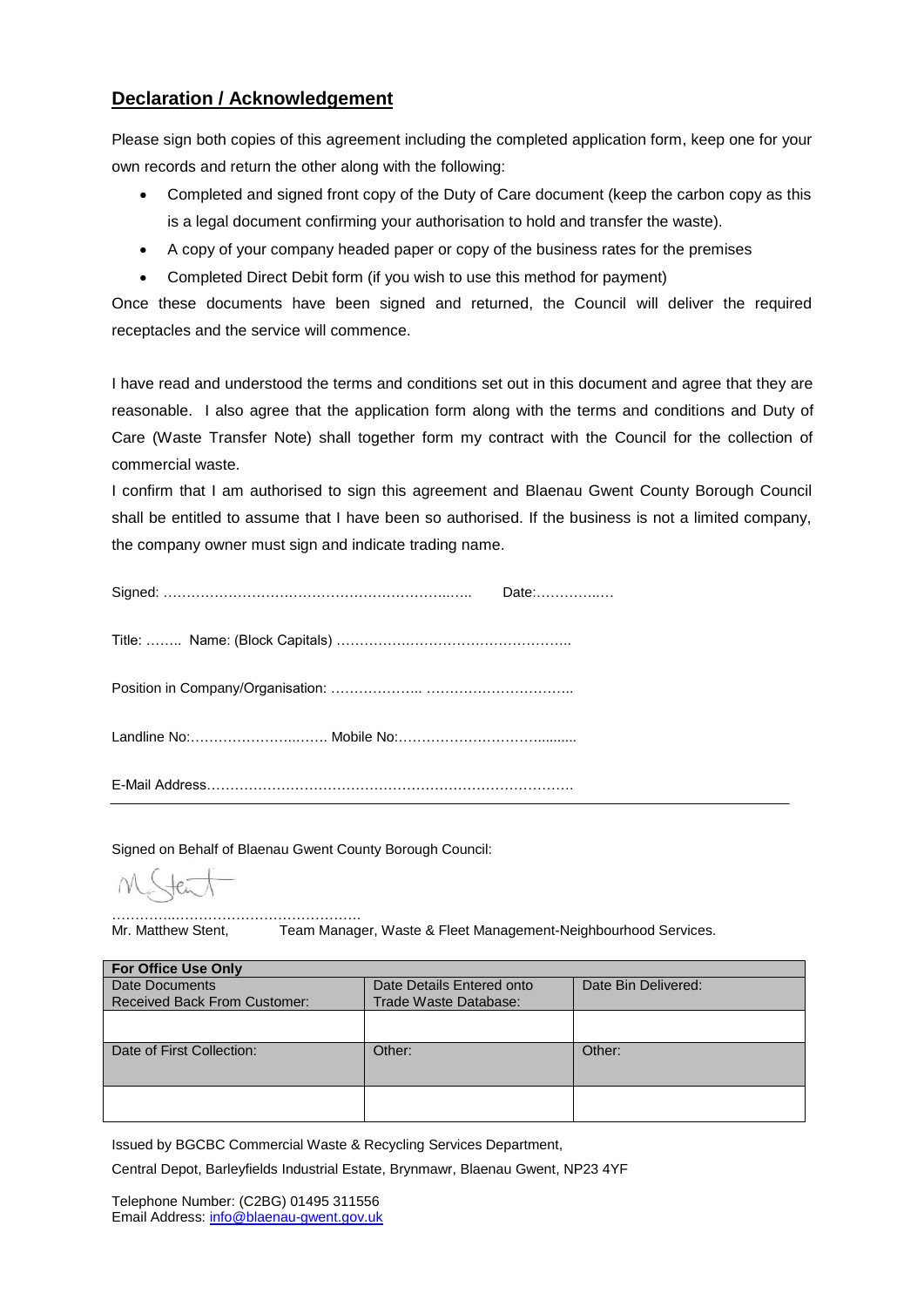## Declaration / Acknowledgement

Please sign both copies of this agreement including the completed application form, keep one for your own records and return the other along with the following:

- Completed and signed front copy of the Duty of Care document (keep the carbon copy as this is a legal document confirming your authorisation to hold and transfer the waste).
- A copy of your company headed paper or copy of the business rates for the premises
- Completed Direct Debit form (if you wish to use this method for payment)

Once these documents have been signed and returned, the Council will deliver the required receptacles and the service will commence.

I have read and understood the terms and conditions set out in this document and agree that they are reasonable. I also agree that the application form along with the terms and conditions and Duty of Care (Waste Transfer Note) shall together form my contract with the Council for the collection of commercial waste.

I confirm that I am authorised to sign this agreement and Blaenau Gwent County Borough Council shall be entitled to assume that I have been so authorised. If the business is not a limited company, the company owner must sign and indicate trading name.

Signed: …………………………………………………………..….. Date:……………..…

Title: …….. Name: (Block Capitals) …………….……………………………..

Position in Company/Organisation: ……………….. …………………………..

Landline No:…………………..……. Mobile No:…………………………..........

E-Mail Address……………………………………………………………………….

---

Signed on Behalf of Blaenau Gwent County Borough Council:

M Stent

…………..………………………………….

Mr. Matthew Stent, Team Manager, Waste & Fleet Management-Neighbourhood Services.

| For Office Use Only | | |
|---|---|---|
| Date Documents Received Back From Customer: | Date Details Entered onto Trade Waste Database: | Date Bin Delivered: |
| | | |
| Date of First Collection: | Other: | Other: |
| | | |

Issued by BGCBC Commercial Waste & Recycling Services Department,

Central Depot, Barleyfields Industrial Estate, Brynmawr, Blaenau Gwent, NP23 4YF

Telephone Number: (C2BG) 01495 311556
Email Address: info@blaenau-gwent.gov.uk